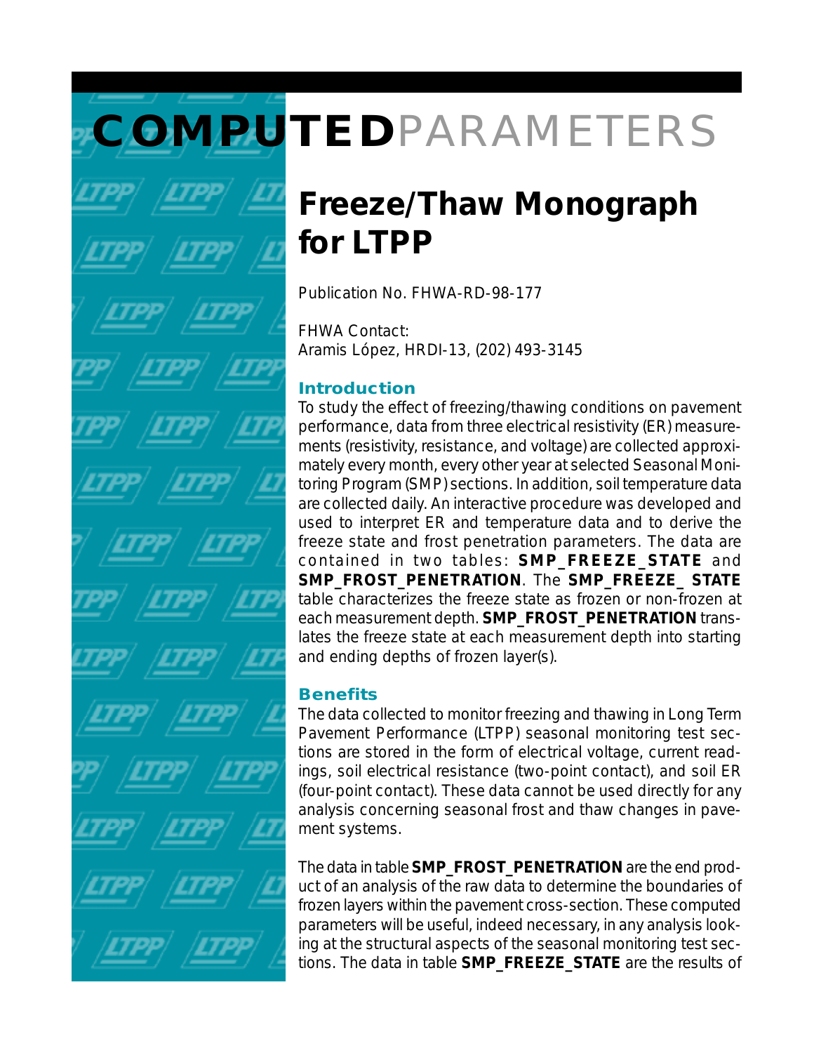# COMPUTED PARAMETERS

## Freeze/Thaw Monograph for LTPP

Publication No. FHWA-RD-98-177

FHWA Contact:
Aramis López, HRDI-13, (202) 493-3145

### Introduction

To study the effect of freezing/thawing conditions on pavement performance, data from three electrical resistivity (ER) measurements (resistivity, resistance, and voltage) are collected approximately every month, every other year at selected Seasonal Monitoring Program (SMP) sections. In addition, soil temperature data are collected daily. An interactive procedure was developed and used to interpret ER and temperature data and to derive the freeze state and frost penetration parameters. The data are contained in two tables: **SMP_FREEZE_STATE** and **SMP_FROST_PENETRATION**. The **SMP_FREEZE_ STATE** table characterizes the freeze state as frozen or non-frozen at each measurement depth. **SMP_FROST_PENETRATION** translates the freeze state at each measurement depth into starting and ending depths of frozen layer(s).

### Benefits

The data collected to monitor freezing and thawing in Long Term Pavement Performance (LTPP) seasonal monitoring test sections are stored in the form of electrical voltage, current readings, soil electrical resistance (two-point contact), and soil ER (four-point contact). These data cannot be used directly for any analysis concerning seasonal frost and thaw changes in pavement systems.

The data in table **SMP_FROST_PENETRATION** are the end product of an analysis of the raw data to determine the boundaries of frozen layers within the pavement cross-section. These computed parameters will be useful, indeed necessary, in any analysis looking at the structural aspects of the seasonal monitoring test sections. The data in table **SMP_FREEZE_STATE** are the results of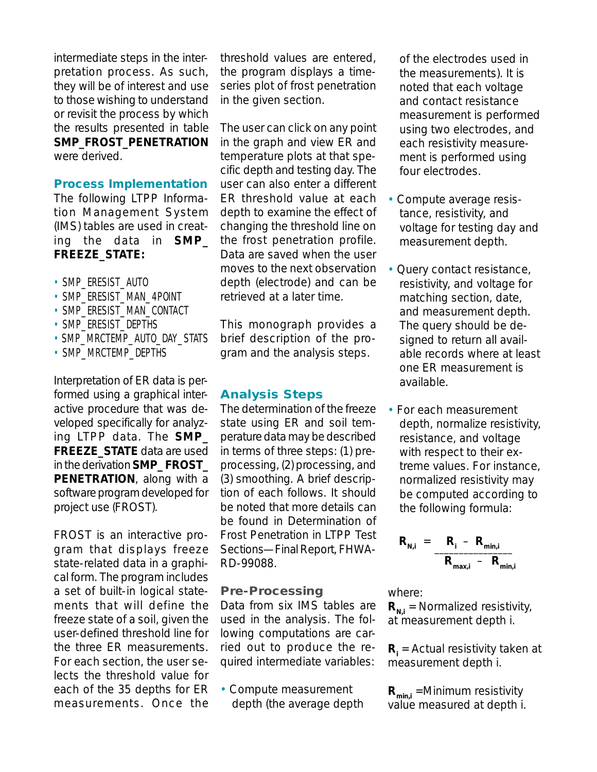intermediate steps in the interpretation process. As such, they will be of interest and use to those wishing to understand or revisit the process by which the results presented in table **SMP_FROST_PENETRATION** were derived.

## Process Implementation

The following LTPP Information Management System (IMS) tables are used in creating the data in **SMP_ FREEZE_STATE:**

- SMP_ERESIST_AUTO
- SMP_ERESIST_MAN_4POINT
- SMP_ERESIST_MAN_CONTACT
- SMP_ERESIST_DEPTHS
- SMP_MRCTEMP_AUTO_DAY_STATS
- SMP_MRCTEMP_DEPTHS

Interpretation of ER data is performed using a graphical interactive procedure that was developed specifically for analyzing LTPP data. The **SMP_ FREEZE_STATE** data are used in the derivation **SMP_ FROST_ PENETRATION**, along with a software program developed for project use (FROST).

FROST is an interactive program that displays freeze state-related data in a graphical form. The program includes a set of built-in logical statements that will define the freeze state of a soil, given the user-defined threshold line for the three ER measurements. For each section, the user selects the threshold value for each of the 35 depths for ER measurements. Once the threshold values are entered, the program displays a time-series plot of frost penetration in the given section.

The user can click on any point in the graph and view ER and temperature plots at that specific depth and testing day. The user can also enter a different ER threshold value at each depth to examine the effect of changing the threshold line on the frost penetration profile. Data are saved when the user moves to the next observation depth (electrode) and can be retrieved at a later time.

This monograph provides a brief description of the program and the analysis steps.

## Analysis Steps

The determination of the freeze state using ER and soil temperature data may be described in terms of three steps: (1) preprocessing, (2) processing, and (3) smoothing. A brief description of each follows. It should be noted that more details can be found in Determination of Frost Penetration in LTPP Test Sections—Final Report, FHWA-RD-99088.

### Pre-Processing

Data from six IMS tables are used in the analysis. The following computations are carried out to produce the required intermediate variables:

- Compute measurement depth (the average depth of the electrodes used in the measurements). It is noted that each voltage and contact resistance measurement is performed using two electrodes, and each resistivity measurement is performed using four electrodes.
- Compute average resistance, resistivity, and voltage for testing day and measurement depth.
- Query contact resistance, resistivity, and voltage for matching section, date, and measurement depth. The query should be designed to return all available records where at least one ER measurement is available.
- For each measurement depth, normalize resistivity, resistance, and voltage with respect to their extreme values. For instance, normalized resistivity may be computed according to the following formula:

$$R_{N,i} = \frac{R_i - R_{min,i}}{R_{max,i} - R_{min,i}}$$

where:

$R_{N,i}$ = Normalized resistivity, at measurement depth i.

$R_i$ = Actual resistivity taken at measurement depth i.

$R_{min,i}$ =Minimum resistivity value measured at depth i.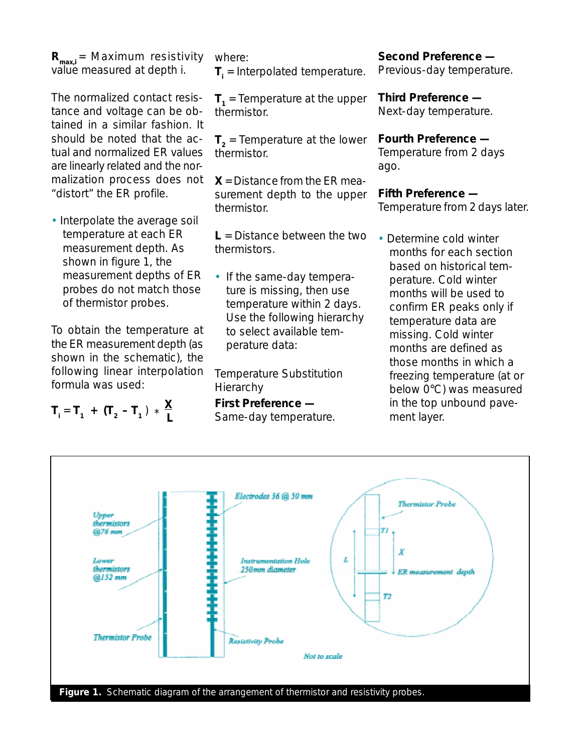$R_{max,i}$ = Maximum resistivity value measured at depth i.

The normalized contact resistance and voltage can be obtained in a similar fashion. It should be noted that the actual and normalized ER values are linearly related and the normalization process does not "distort" the ER profile.

- Interpolate the average soil temperature at each ER measurement depth. As shown in figure 1, the measurement depths of ER probes do not match those of thermistor probes.

To obtain the temperature at the ER measurement depth (as shown in the schematic), the following linear interpolation formula was used:

$$T_i = T_1 + (T_2 - T_1) * \frac{X}{L}$$

where:

$T_i$ = Interpolated temperature.

$T_1$ = Temperature at the upper thermistor.

$T_2$ = Temperature at the lower thermistor.

$X$ = Distance from the ER measurement depth to the upper thermistor.

$L$ = Distance between the two thermistors.

- If the same-day temperature is missing, then use temperature within 2 days. Use the following hierarchy to select available temperature data:

Temperature Substitution Hierarchy

**First Preference —**
Same-day temperature.

**Second Preference —**
Previous-day temperature.

**Third Preference —**
Next-day temperature.

**Fourth Preference —**
Temperature from 2 days ago.

**Fifth Preference —**
Temperature from 2 days later.

- Determine cold winter months for each section based on historical temperature. Cold winter months will be used to confirm ER peaks only if temperature data are missing. Cold winter months are defined as those months in which a freezing temperature (at or below 0°C) was measured in the top unbound pavement layer.

**Figure 1.** Schematic diagram of the arrangement of thermistor and resistivity probes.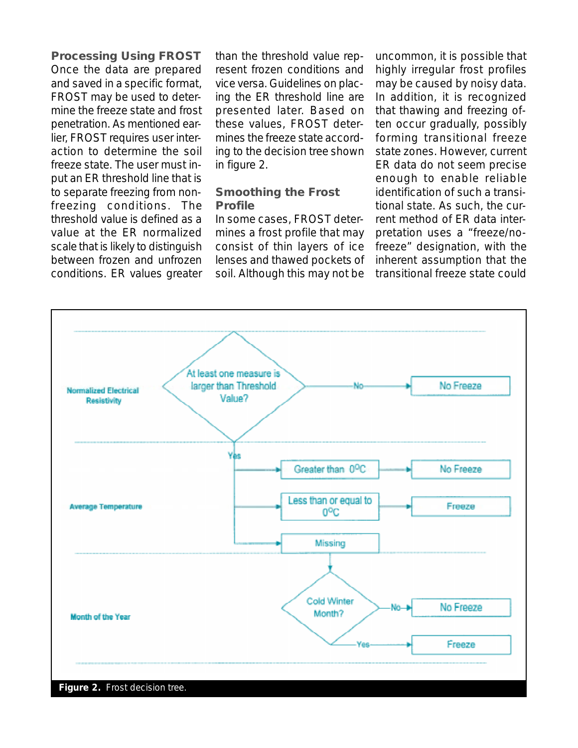### Processing Using FROST

Once the data are prepared and saved in a specific format, FROST may be used to determine the freeze state and frost penetration. As mentioned earlier, FROST requires user interaction to determine the soil freeze state. The user must input an ER threshold line that is to separate freezing from nonfreezing conditions. The threshold value is defined as a value at the ER normalized scale that is likely to distinguish between frozen and unfrozen conditions. ER values greater than the threshold value represent frozen conditions and vice versa. Guidelines on placing the ER threshold line are presented later. Based on these values, FROST determines the freeze state according to the decision tree shown in figure 2.

### Smoothing the Frost Profile

In some cases, FROST determines a frost profile that may consist of thin layers of ice lenses and thawed pockets of soil. Although this may not be uncommon, it is possible that highly irregular frost profiles may be caused by noisy data. In addition, it is recognized that thawing and freezing often occur gradually, possibly forming transitional freeze state zones. However, current ER data do not seem precise enough to enable reliable identification of such a transitional state. As such, the current method of ER data interpretation uses a "freeze/no-freeze" designation, with the inherent assumption that the transitional freeze state could

**Figure 2.** Frost decision tree.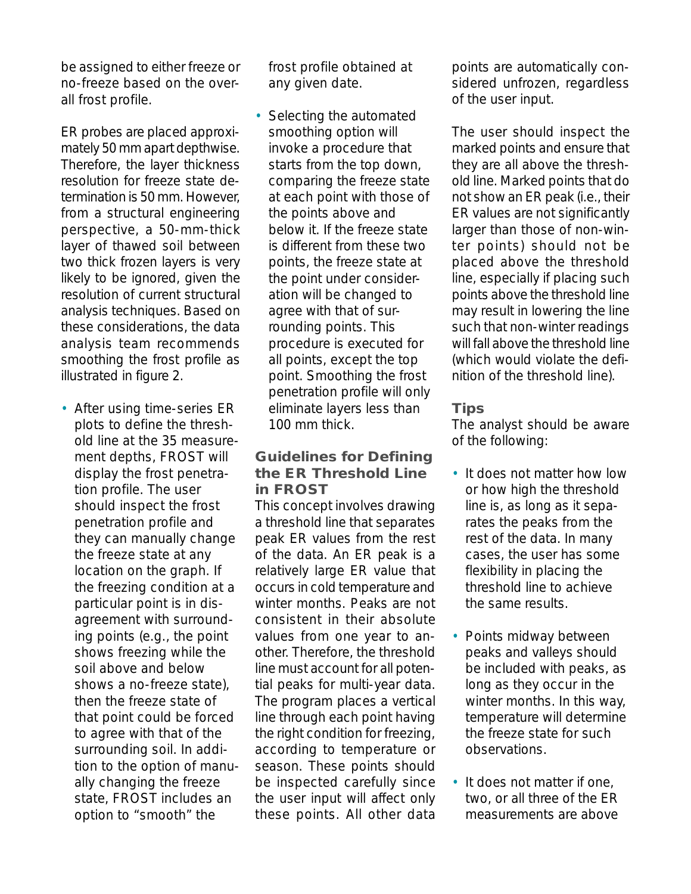be assigned to either freeze or no-freeze based on the overall frost profile.

ER probes are placed approximately 50 mm apart depthwise. Therefore, the layer thickness resolution for freeze state determination is 50 mm. However, from a structural engineering perspective, a 50-mm-thick layer of thawed soil between two thick frozen layers is very likely to be ignored, given the resolution of current structural analysis techniques. Based on these considerations, the data analysis team recommends smoothing the frost profile as illustrated in figure 2.

- After using time-series ER plots to define the threshold line at the 35 measurement depths, FROST will display the frost penetration profile. The user should inspect the frost penetration profile and they can manually change the freeze state at any location on the graph. If the freezing condition at a particular point is in disagreement with surrounding points (e.g., the point shows freezing while the soil above and below shows a no-freeze state), then the freeze state of that point could be forced to agree with that of the surrounding soil. In addition to the option of manually changing the freeze state, FROST includes an option to "smooth" the frost profile obtained at any given date.
- Selecting the automated smoothing option will invoke a procedure that starts from the top down, comparing the freeze state at each point with those of the points above and below it. If the freeze state is different from these two points, the freeze state at the point under consideration will be changed to agree with that of surrounding points. This procedure is executed for all points, except the top point. Smoothing the frost penetration profile will only eliminate layers less than 100 mm thick.

### Guidelines for Defining the ER Threshold Line in FROST

This concept involves drawing a threshold line that separates peak ER values from the rest of the data. An ER peak is a relatively large ER value that occurs in cold temperature and winter months. Peaks are not consistent in their absolute values from one year to another. Therefore, the threshold line must account for all potential peaks for multi-year data. The program places a vertical line through each point having the right condition for freezing, according to temperature or season. These points should be inspected carefully since the user input will affect only these points. All other data points are automatically considered unfrozen, regardless of the user input.

The user should inspect the marked points and ensure that they are all above the threshold line. Marked points that do not show an ER peak (i.e., their ER values are not significantly larger than those of non-winter points) should not be placed above the threshold line, especially if placing such points above the threshold line may result in lowering the line such that non-winter readings will fall above the threshold line (which would violate the definition of the threshold line).

### Tips

The analyst should be aware of the following:

- It does not matter how low or how high the threshold line is, as long as it separates the peaks from the rest of the data. In many cases, the user has some flexibility in placing the threshold line to achieve the same results.
- Points midway between peaks and valleys should be included with peaks, as long as they occur in the winter months. In this way, temperature will determine the freeze state for such observations.
- It does not matter if one, two, or all three of the ER measurements are above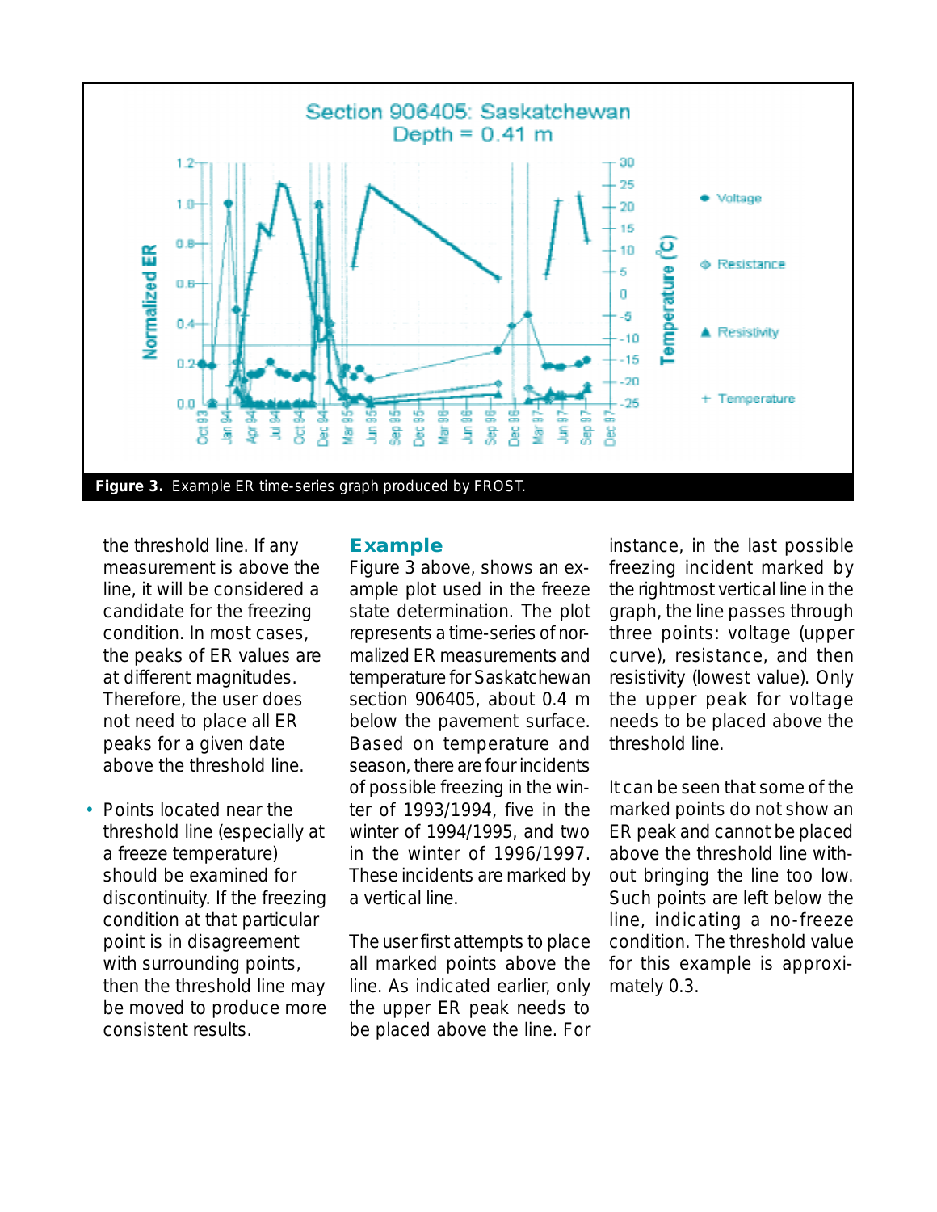Figure 3. Example ER time-series graph produced by FROST.

the threshold line. If any measurement is above the line, it will be considered a candidate for the freezing condition. In most cases, the peaks of ER values are at different magnitudes. Therefore, the user does not need to place all ER peaks for a given date above the threshold line.

- Points located near the threshold line (especially at a freeze temperature) should be examined for discontinuity. If the freezing condition at that particular point is in disagreement with surrounding points, then the threshold line may be moved to produce more consistent results.

## Example

Figure 3 above, shows an example plot used in the freeze state determination. The plot represents a time-series of normalized ER measurements and temperature for Saskatchewan section 906405, about 0.4 m below the pavement surface. Based on temperature and season, there are four incidents of possible freezing in the winter of 1993/1994, five in the winter of 1994/1995, and two in the winter of 1996/1997. These incidents are marked by a vertical line.

The user first attempts to place all marked points above the line. As indicated earlier, only the upper ER peak needs to be placed above the line. For instance, in the last possible freezing incident marked by the rightmost vertical line in the graph, the line passes through three points: voltage (upper curve), resistance, and then resistivity (lowest value). Only the upper peak for voltage needs to be placed above the threshold line.

It can be seen that some of the marked points do not show an ER peak and cannot be placed above the threshold line without bringing the line too low. Such points are left below the line, indicating a no-freeze condition. The threshold value for this example is approximately 0.3.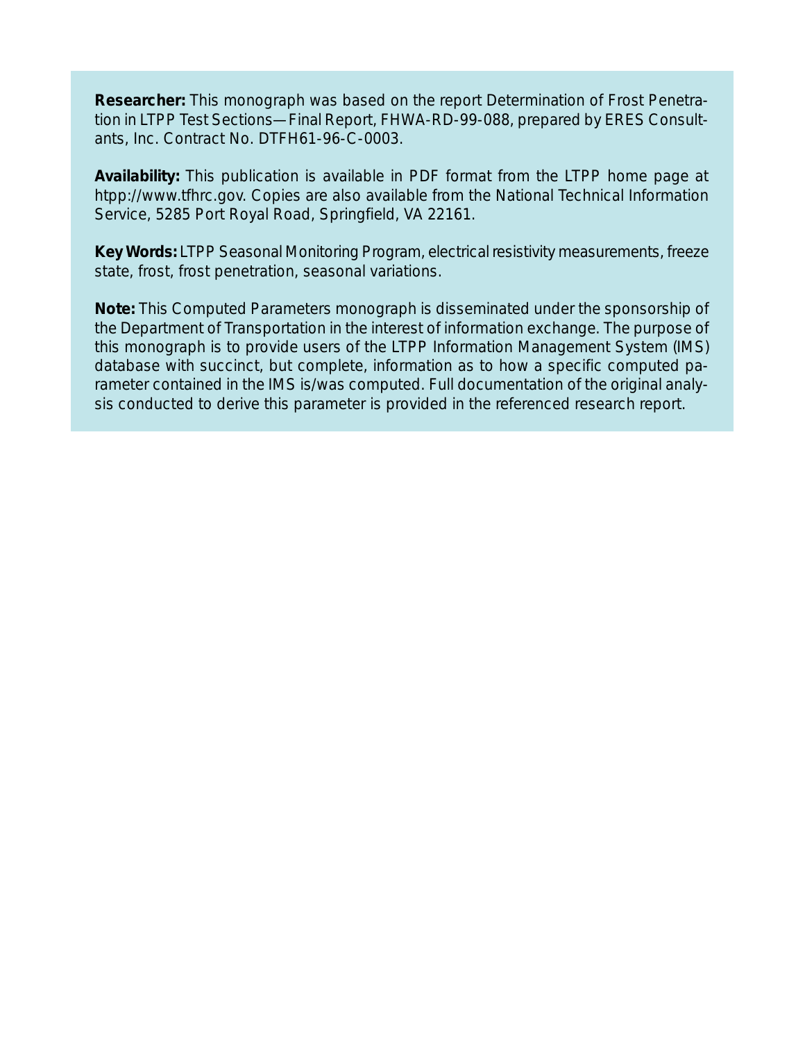**Researcher:** This monograph was based on the report Determination of Frost Penetration in LTPP Test Sections—Final Report, FHWA-RD-99-088, prepared by ERES Consultants, Inc. Contract No. DTFH61-96-C-0003.

**Availability:** This publication is available in PDF format from the LTPP home page at htpp://www.tfhrc.gov. Copies are also available from the National Technical Information Service, 5285 Port Royal Road, Springfield, VA 22161.

**Key Words:** LTPP Seasonal Monitoring Program, electrical resistivity measurements, freeze state, frost, frost penetration, seasonal variations.

**Note:** This Computed Parameters monograph is disseminated under the sponsorship of the Department of Transportation in the interest of information exchange. The purpose of this monograph is to provide users of the LTPP Information Management System (IMS) database with succinct, but complete, information as to how a specific computed parameter contained in the IMS is/was computed. Full documentation of the original analysis conducted to derive this parameter is provided in the referenced research report.